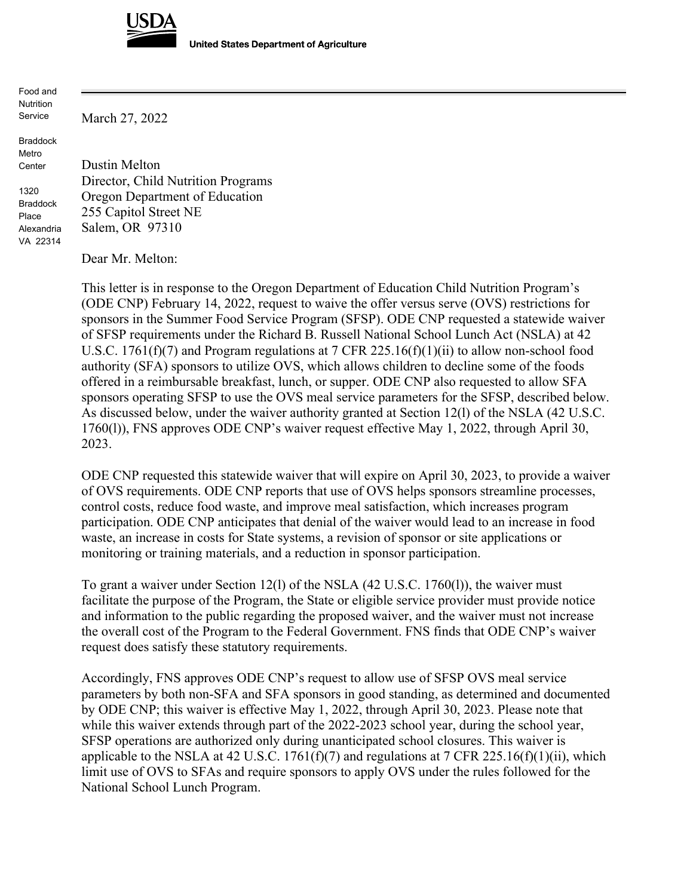**USDA**

**United States Department of Agriculture**

Food and Nutrition Service

Braddock Metro Center

1320 Braddock Place
Alexandria VA 22314

March 27, 2022

Dustin Melton
Director, Child Nutrition Programs
Oregon Department of Education
255 Capitol Street NE
Salem, OR 97310

Dear Mr. Melton:

This letter is in response to the Oregon Department of Education Child Nutrition Program's (ODE CNP) February 14, 2022, request to waive the offer versus serve (OVS) restrictions for sponsors in the Summer Food Service Program (SFSP). ODE CNP requested a statewide waiver of SFSP requirements under the Richard B. Russell National School Lunch Act (NSLA) at 42 U.S.C. 1761(f)(7) and Program regulations at 7 CFR 225.16(f)(1)(ii) to allow non-school food authority (SFA) sponsors to utilize OVS, which allows children to decline some of the foods offered in a reimbursable breakfast, lunch, or supper. ODE CNP also requested to allow SFA sponsors operating SFSP to use the OVS meal service parameters for the SFSP, described below. As discussed below, under the waiver authority granted at Section 12(l) of the NSLA (42 U.S.C. 1760(l)), FNS approves ODE CNP's waiver request effective May 1, 2022, through April 30, 2023.

ODE CNP requested this statewide waiver that will expire on April 30, 2023, to provide a waiver of OVS requirements. ODE CNP reports that use of OVS helps sponsors streamline processes, control costs, reduce food waste, and improve meal satisfaction, which increases program participation. ODE CNP anticipates that denial of the waiver would lead to an increase in food waste, an increase in costs for State systems, a revision of sponsor or site applications or monitoring or training materials, and a reduction in sponsor participation.

To grant a waiver under Section 12(l) of the NSLA (42 U.S.C. 1760(l)), the waiver must facilitate the purpose of the Program, the State or eligible service provider must provide notice and information to the public regarding the proposed waiver, and the waiver must not increase the overall cost of the Program to the Federal Government. FNS finds that ODE CNP's waiver request does satisfy these statutory requirements.

Accordingly, FNS approves ODE CNP's request to allow use of SFSP OVS meal service parameters by both non-SFA and SFA sponsors in good standing, as determined and documented by ODE CNP; this waiver is effective May 1, 2022, through April 30, 2023. Please note that while this waiver extends through part of the 2022-2023 school year, during the school year, SFSP operations are authorized only during unanticipated school closures. This waiver is applicable to the NSLA at 42 U.S.C. 1761(f)(7) and regulations at 7 CFR 225.16(f)(1)(ii), which limit use of OVS to SFAs and require sponsors to apply OVS under the rules followed for the National School Lunch Program.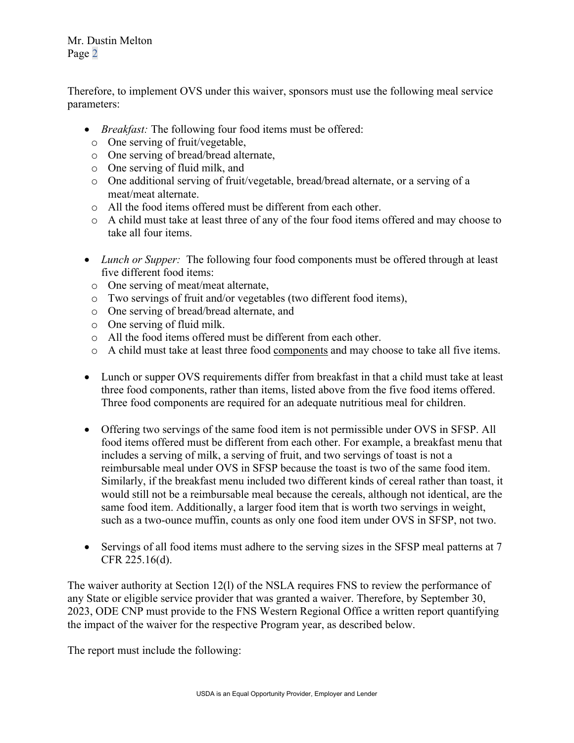Therefore, to implement OVS under this waiver, sponsors must use the following meal service parameters:

- *Breakfast:* The following four food items must be offered:
  - One serving of fruit/vegetable,
  - One serving of bread/bread alternate,
  - One serving of fluid milk, and
  - One additional serving of fruit/vegetable, bread/bread alternate, or a serving of a meat/meat alternate.
  - All the food items offered must be different from each other.
  - A child must take at least three of any of the four food items offered and may choose to take all four items.

- *Lunch or Supper:* The following four food components must be offered through at least five different food items:
  - One serving of meat/meat alternate,
  - Two servings of fruit and/or vegetables (two different food items),
  - One serving of bread/bread alternate, and
  - One serving of fluid milk.
  - All the food items offered must be different from each other.
  - A child must take at least three food <u>components</u> and may choose to take all five items.

- Lunch or supper OVS requirements differ from breakfast in that a child must take at least three food components, rather than items, listed above from the five food items offered. Three food components are required for an adequate nutritious meal for children.

- Offering two servings of the same food item is not permissible under OVS in SFSP. All food items offered must be different from each other. For example, a breakfast menu that includes a serving of milk, a serving of fruit, and two servings of toast is not a reimbursable meal under OVS in SFSP because the toast is two of the same food item. Similarly, if the breakfast menu included two different kinds of cereal rather than toast, it would still not be a reimbursable meal because the cereals, although not identical, are the same food item. Additionally, a larger food item that is worth two servings in weight, such as a two-ounce muffin, counts as only one food item under OVS in SFSP, not two.

- Servings of all food items must adhere to the serving sizes in the SFSP meal patterns at 7 CFR 225.16(d).

The waiver authority at Section 12(l) of the NSLA requires FNS to review the performance of any State or eligible service provider that was granted a waiver. Therefore, by September 30, 2023, ODE CNP must provide to the FNS Western Regional Office a written report quantifying the impact of the waiver for the respective Program year, as described below.

The report must include the following: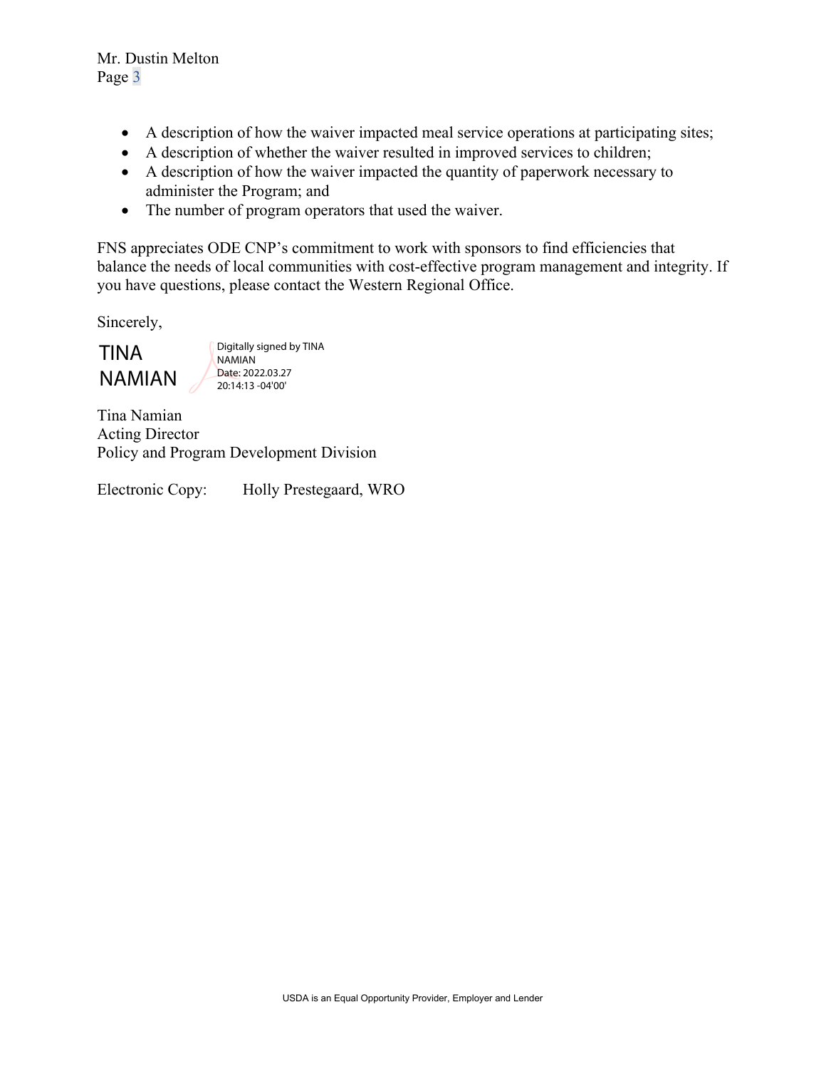- A description of how the waiver impacted meal service operations at participating sites;
- A description of whether the waiver resulted in improved services to children;
- A description of how the waiver impacted the quantity of paperwork necessary to administer the Program; and
- The number of program operators that used the waiver.

FNS appreciates ODE CNP's commitment to work with sponsors to find efficiencies that balance the needs of local communities with cost-effective program management and integrity. If you have questions, please contact the Western Regional Office.

Sincerely,

TINA NAMIAN

Digitally signed by TINA NAMIAN
Date: 2022.03.27 20:14:13 -04'00'

Tina Namian
Acting Director
Policy and Program Development Division

Electronic Copy: Holly Prestegaard, WRO

USDA is an Equal Opportunity Provider, Employer and Lender